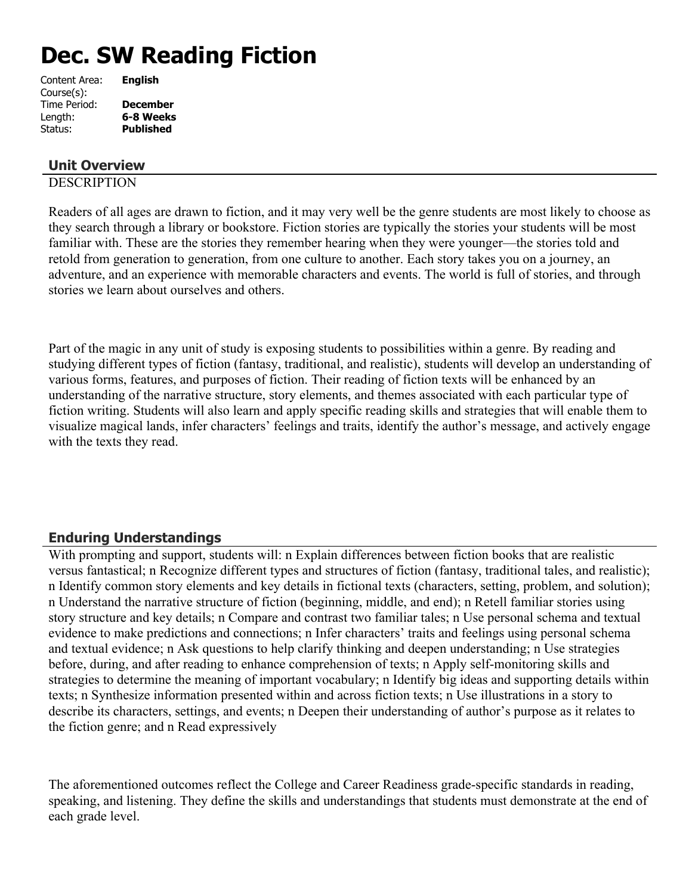# Dec. SW Reading Fiction

Content Area: **English**
Course(s):
Time Period: **December**
Length: **6-8 Weeks**
Status: **Published**

## Unit Overview

DESCRIPTION

Readers of all ages are drawn to fiction, and it may very well be the genre students are most likely to choose as they search through a library or bookstore. Fiction stories are typically the stories your students will be most familiar with. These are the stories they remember hearing when they were younger—the stories told and retold from generation to generation, from one culture to another. Each story takes you on a journey, an adventure, and an experience with memorable characters and events. The world is full of stories, and through stories we learn about ourselves and others.

Part of the magic in any unit of study is exposing students to possibilities within a genre. By reading and studying different types of fiction (fantasy, traditional, and realistic), students will develop an understanding of various forms, features, and purposes of fiction. Their reading of fiction texts will be enhanced by an understanding of the narrative structure, story elements, and themes associated with each particular type of fiction writing. Students will also learn and apply specific reading skills and strategies that will enable them to visualize magical lands, infer characters' feelings and traits, identify the author's message, and actively engage with the texts they read.

## Enduring Understandings

With prompting and support, students will: n Explain differences between fiction books that are realistic versus fantastical; n Recognize different types and structures of fiction (fantasy, traditional tales, and realistic); n Identify common story elements and key details in fictional texts (characters, setting, problem, and solution); n Understand the narrative structure of fiction (beginning, middle, and end); n Retell familiar stories using story structure and key details; n Compare and contrast two familiar tales; n Use personal schema and textual evidence to make predictions and connections; n Infer characters' traits and feelings using personal schema and textual evidence; n Ask questions to help clarify thinking and deepen understanding; n Use strategies before, during, and after reading to enhance comprehension of texts; n Apply self-monitoring skills and strategies to determine the meaning of important vocabulary; n Identify big ideas and supporting details within texts; n Synthesize information presented within and across fiction texts; n Use illustrations in a story to describe its characters, settings, and events; n Deepen their understanding of author's purpose as it relates to the fiction genre; and n Read expressively

The aforementioned outcomes reflect the College and Career Readiness grade-specific standards in reading, speaking, and listening. They define the skills and understandings that students must demonstrate at the end of each grade level.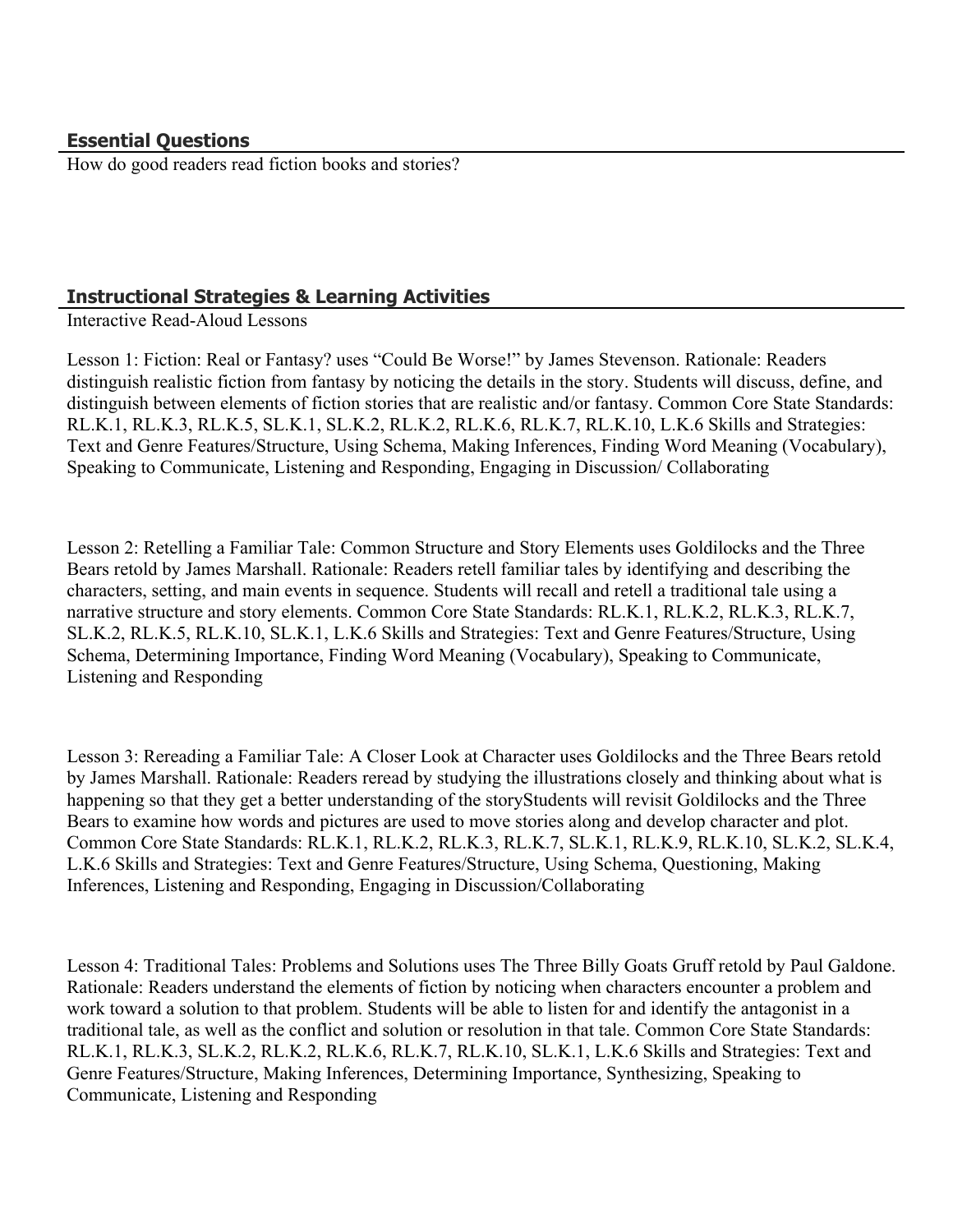### Essential Questions

How do good readers read fiction books and stories?

### Instructional Strategies & Learning Activities

Interactive Read-Aloud Lessons

Lesson 1: Fiction: Real or Fantasy? uses “Could Be Worse!” by James Stevenson. Rationale: Readers distinguish realistic fiction from fantasy by noticing the details in the story. Students will discuss, define, and distinguish between elements of fiction stories that are realistic and/or fantasy. Common Core State Standards: RL.K.1, RL.K.3, RL.K.5, SL.K.1, SL.K.2, RL.K.2, RL.K.6, RL.K.7, RL.K.10, L.K.6 Skills and Strategies: Text and Genre Features/Structure, Using Schema, Making Inferences, Finding Word Meaning (Vocabulary), Speaking to Communicate, Listening and Responding, Engaging in Discussion/ Collaborating

Lesson 2: Retelling a Familiar Tale: Common Structure and Story Elements uses Goldilocks and the Three Bears retold by James Marshall. Rationale: Readers retell familiar tales by identifying and describing the characters, setting, and main events in sequence. Students will recall and retell a traditional tale using a narrative structure and story elements. Common Core State Standards: RL.K.1, RL.K.2, RL.K.3, RL.K.7, SL.K.2, RL.K.5, RL.K.10, SL.K.1, L.K.6 Skills and Strategies: Text and Genre Features/Structure, Using Schema, Determining Importance, Finding Word Meaning (Vocabulary), Speaking to Communicate, Listening and Responding

Lesson 3: Rereading a Familiar Tale: A Closer Look at Character uses Goldilocks and the Three Bears retold by James Marshall. Rationale: Readers reread by studying the illustrations closely and thinking about what is happening so that they get a better understanding of the storyStudents will revisit Goldilocks and the Three Bears to examine how words and pictures are used to move stories along and develop character and plot. Common Core State Standards: RL.K.1, RL.K.2, RL.K.3, RL.K.7, SL.K.1, RL.K.9, RL.K.10, SL.K.2, SL.K.4, L.K.6 Skills and Strategies: Text and Genre Features/Structure, Using Schema, Questioning, Making Inferences, Listening and Responding, Engaging in Discussion/Collaborating

Lesson 4: Traditional Tales: Problems and Solutions uses The Three Billy Goats Gruff retold by Paul Galdone. Rationale: Readers understand the elements of fiction by noticing when characters encounter a problem and work toward a solution to that problem. Students will be able to listen for and identify the antagonist in a traditional tale, as well as the conflict and solution or resolution in that tale. Common Core State Standards: RL.K.1, RL.K.3, SL.K.2, RL.K.2, RL.K.6, RL.K.7, RL.K.10, SL.K.1, L.K.6 Skills and Strategies: Text and Genre Features/Structure, Making Inferences, Determining Importance, Synthesizing, Speaking to Communicate, Listening and Responding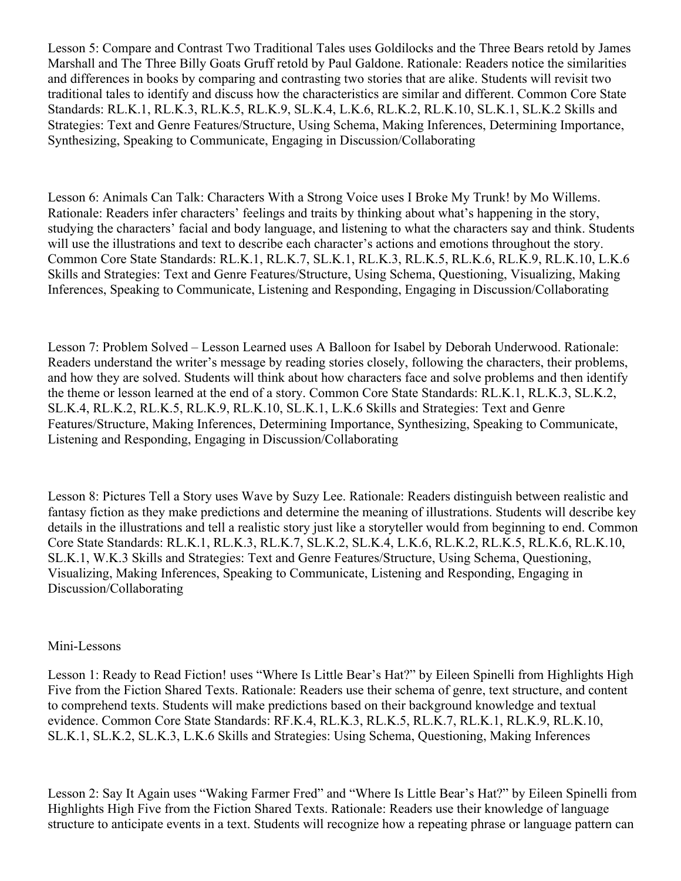Lesson 5: Compare and Contrast Two Traditional Tales uses Goldilocks and the Three Bears retold by James Marshall and The Three Billy Goats Gruff retold by Paul Galdone. Rationale: Readers notice the similarities and differences in books by comparing and contrasting two stories that are alike. Students will revisit two traditional tales to identify and discuss how the characteristics are similar and different. Common Core State Standards: RL.K.1, RL.K.3, RL.K.5, RL.K.9, SL.K.4, L.K.6, RL.K.2, RL.K.10, SL.K.1, SL.K.2 Skills and Strategies: Text and Genre Features/Structure, Using Schema, Making Inferences, Determining Importance, Synthesizing, Speaking to Communicate, Engaging in Discussion/Collaborating

Lesson 6: Animals Can Talk: Characters With a Strong Voice uses I Broke My Trunk! by Mo Willems. Rationale: Readers infer characters' feelings and traits by thinking about what's happening in the story, studying the characters' facial and body language, and listening to what the characters say and think. Students will use the illustrations and text to describe each character's actions and emotions throughout the story. Common Core State Standards: RL.K.1, RL.K.7, SL.K.1, RL.K.3, RL.K.5, RL.K.6, RL.K.9, RL.K.10, L.K.6 Skills and Strategies: Text and Genre Features/Structure, Using Schema, Questioning, Visualizing, Making Inferences, Speaking to Communicate, Listening and Responding, Engaging in Discussion/Collaborating

Lesson 7: Problem Solved – Lesson Learned uses A Balloon for Isabel by Deborah Underwood. Rationale: Readers understand the writer's message by reading stories closely, following the characters, their problems, and how they are solved. Students will think about how characters face and solve problems and then identify the theme or lesson learned at the end of a story. Common Core State Standards: RL.K.1, RL.K.3, SL.K.2, SL.K.4, RL.K.2, RL.K.5, RL.K.9, RL.K.10, SL.K.1, L.K.6 Skills and Strategies: Text and Genre Features/Structure, Making Inferences, Determining Importance, Synthesizing, Speaking to Communicate, Listening and Responding, Engaging in Discussion/Collaborating

Lesson 8: Pictures Tell a Story uses Wave by Suzy Lee. Rationale: Readers distinguish between realistic and fantasy fiction as they make predictions and determine the meaning of illustrations. Students will describe key details in the illustrations and tell a realistic story just like a storyteller would from beginning to end. Common Core State Standards: RL.K.1, RL.K.3, RL.K.7, SL.K.2, SL.K.4, L.K.6, RL.K.2, RL.K.5, RL.K.6, RL.K.10, SL.K.1, W.K.3 Skills and Strategies: Text and Genre Features/Structure, Using Schema, Questioning, Visualizing, Making Inferences, Speaking to Communicate, Listening and Responding, Engaging in Discussion/Collaborating

Mini-Lessons

Lesson 1: Ready to Read Fiction! uses "Where Is Little Bear's Hat?" by Eileen Spinelli from Highlights High Five from the Fiction Shared Texts. Rationale: Readers use their schema of genre, text structure, and content to comprehend texts. Students will make predictions based on their background knowledge and textual evidence. Common Core State Standards: RF.K.4, RL.K.3, RL.K.5, RL.K.7, RL.K.1, RL.K.9, RL.K.10, SL.K.1, SL.K.2, SL.K.3, L.K.6 Skills and Strategies: Using Schema, Questioning, Making Inferences

Lesson 2: Say It Again uses "Waking Farmer Fred" and "Where Is Little Bear's Hat?" by Eileen Spinelli from Highlights High Five from the Fiction Shared Texts. Rationale: Readers use their knowledge of language structure to anticipate events in a text. Students will recognize how a repeating phrase or language pattern can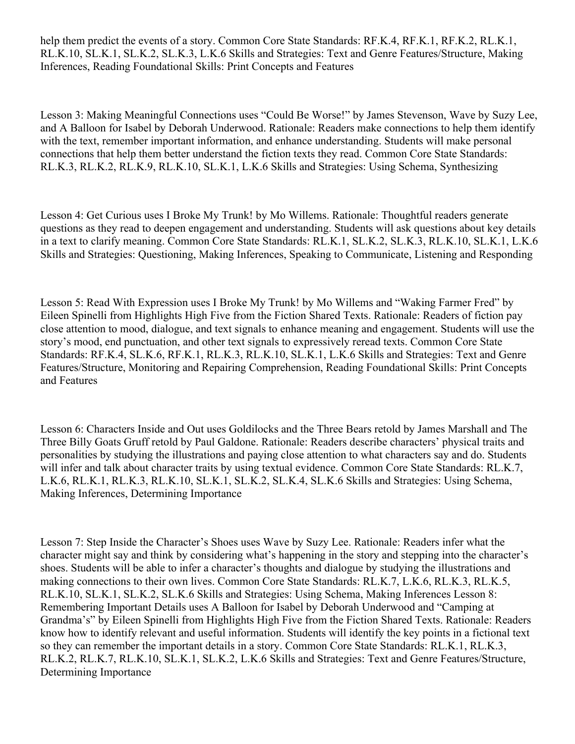help them predict the events of a story. Common Core State Standards: RF.K.4, RF.K.1, RF.K.2, RL.K.1, RL.K.10, SL.K.1, SL.K.2, SL.K.3, L.K.6 Skills and Strategies: Text and Genre Features/Structure, Making Inferences, Reading Foundational Skills: Print Concepts and Features

Lesson 3: Making Meaningful Connections uses "Could Be Worse!" by James Stevenson, Wave by Suzy Lee, and A Balloon for Isabel by Deborah Underwood. Rationale: Readers make connections to help them identify with the text, remember important information, and enhance understanding. Students will make personal connections that help them better understand the fiction texts they read. Common Core State Standards: RL.K.3, RL.K.2, RL.K.9, RL.K.10, SL.K.1, L.K.6 Skills and Strategies: Using Schema, Synthesizing

Lesson 4: Get Curious uses I Broke My Trunk! by Mo Willems. Rationale: Thoughtful readers generate questions as they read to deepen engagement and understanding. Students will ask questions about key details in a text to clarify meaning. Common Core State Standards: RL.K.1, SL.K.2, SL.K.3, RL.K.10, SL.K.1, L.K.6 Skills and Strategies: Questioning, Making Inferences, Speaking to Communicate, Listening and Responding

Lesson 5: Read With Expression uses I Broke My Trunk! by Mo Willems and "Waking Farmer Fred" by Eileen Spinelli from Highlights High Five from the Fiction Shared Texts. Rationale: Readers of fiction pay close attention to mood, dialogue, and text signals to enhance meaning and engagement. Students will use the story's mood, end punctuation, and other text signals to expressively reread texts. Common Core State Standards: RF.K.4, SL.K.6, RF.K.1, RL.K.3, RL.K.10, SL.K.1, L.K.6 Skills and Strategies: Text and Genre Features/Structure, Monitoring and Repairing Comprehension, Reading Foundational Skills: Print Concepts and Features

Lesson 6: Characters Inside and Out uses Goldilocks and the Three Bears retold by James Marshall and The Three Billy Goats Gruff retold by Paul Galdone. Rationale: Readers describe characters' physical traits and personalities by studying the illustrations and paying close attention to what characters say and do. Students will infer and talk about character traits by using textual evidence. Common Core State Standards: RL.K.7, L.K.6, RL.K.1, RL.K.3, RL.K.10, SL.K.1, SL.K.2, SL.K.4, SL.K.6 Skills and Strategies: Using Schema, Making Inferences, Determining Importance

Lesson 7: Step Inside the Character's Shoes uses Wave by Suzy Lee. Rationale: Readers infer what the character might say and think by considering what's happening in the story and stepping into the character's shoes. Students will be able to infer a character's thoughts and dialogue by studying the illustrations and making connections to their own lives. Common Core State Standards: RL.K.7, L.K.6, RL.K.3, RL.K.5, RL.K.10, SL.K.1, SL.K.2, SL.K.6 Skills and Strategies: Using Schema, Making Inferences Lesson 8: Remembering Important Details uses A Balloon for Isabel by Deborah Underwood and "Camping at Grandma's" by Eileen Spinelli from Highlights High Five from the Fiction Shared Texts. Rationale: Readers know how to identify relevant and useful information. Students will identify the key points in a fictional text so they can remember the important details in a story. Common Core State Standards: RL.K.1, RL.K.3, RL.K.2, RL.K.7, RL.K.10, SL.K.1, SL.K.2, L.K.6 Skills and Strategies: Text and Genre Features/Structure, Determining Importance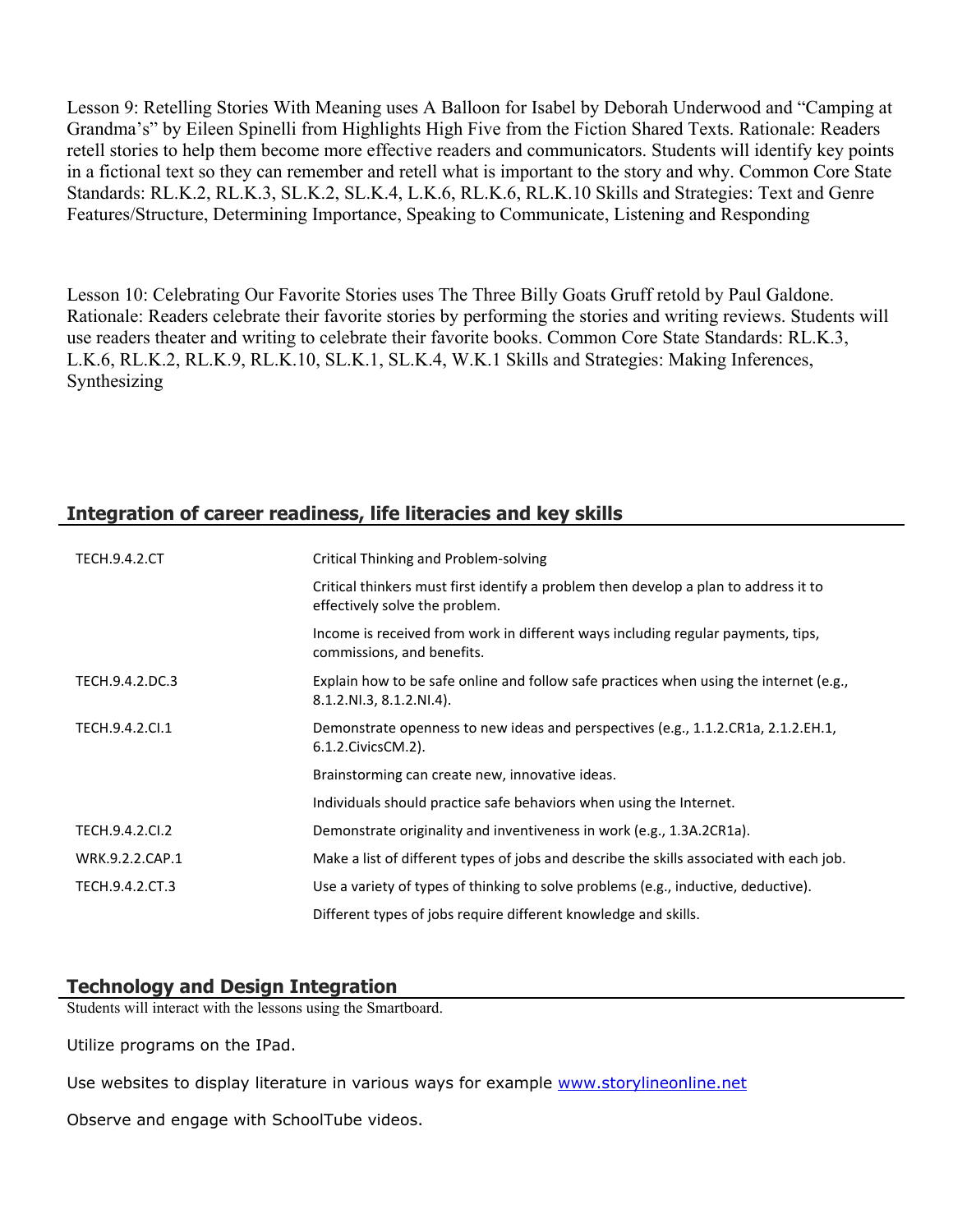Lesson 9: Retelling Stories With Meaning uses A Balloon for Isabel by Deborah Underwood and "Camping at Grandma's" by Eileen Spinelli from Highlights High Five from the Fiction Shared Texts. Rationale: Readers retell stories to help them become more effective readers and communicators. Students will identify key points in a fictional text so they can remember and retell what is important to the story and why. Common Core State Standards: RL.K.2, RL.K.3, SL.K.2, SL.K.4, L.K.6, RL.K.6, RL.K.10 Skills and Strategies: Text and Genre Features/Structure, Determining Importance, Speaking to Communicate, Listening and Responding

Lesson 10: Celebrating Our Favorite Stories uses The Three Billy Goats Gruff retold by Paul Galdone. Rationale: Readers celebrate their favorite stories by performing the stories and writing reviews. Students will use readers theater and writing to celebrate their favorite books. Common Core State Standards: RL.K.3, L.K.6, RL.K.2, RL.K.9, RL.K.10, SL.K.1, SL.K.4, W.K.1 Skills and Strategies: Making Inferences, Synthesizing

## Integration of career readiness, life literacies and key skills

| | |
|---|---|
| TECH.9.4.2.CT | Critical Thinking and Problem-solving |
| | Critical thinkers must first identify a problem then develop a plan to address it to effectively solve the problem. |
| | Income is received from work in different ways including regular payments, tips, commissions, and benefits. |
| TECH.9.4.2.DC.3 | Explain how to be safe online and follow safe practices when using the internet (e.g., 8.1.2.NI.3, 8.1.2.NI.4). |
| TECH.9.4.2.CI.1 | Demonstrate openness to new ideas and perspectives (e.g., 1.1.2.CR1a, 2.1.2.EH.1, 6.1.2.CivicsCM.2). |
| | Brainstorming can create new, innovative ideas. |
| | Individuals should practice safe behaviors when using the Internet. |
| TECH.9.4.2.CI.2 | Demonstrate originality and inventiveness in work (e.g., 1.3A.2CR1a). |
| WRK.9.2.2.CAP.1 | Make a list of different types of jobs and describe the skills associated with each job. |
| TECH.9.4.2.CT.3 | Use a variety of types of thinking to solve problems (e.g., inductive, deductive). |
| | Different types of jobs require different knowledge and skills. |

## Technology and Design Integration

Students will interact with the lessons using the Smartboard.

Utilize programs on the IPad.

Use websites to display literature in various ways for example www.storylineonline.net

Observe and engage with SchoolTube videos.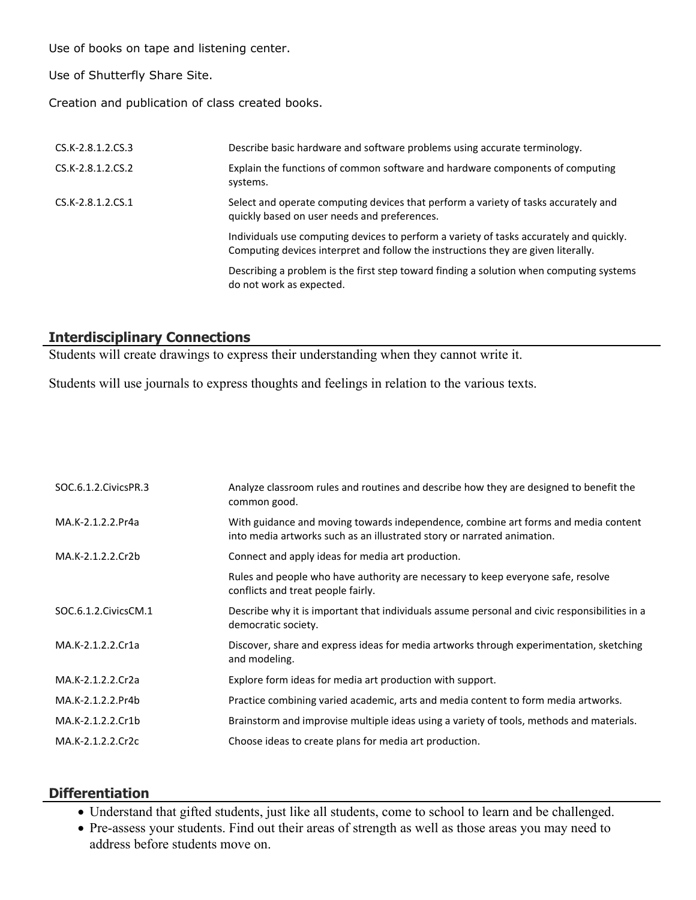Use of books on tape and listening center.

Use of Shutterfly Share Site.

Creation and publication of class created books.

| | |
|---|---|
| CS.K-2.8.1.2.CS.3 | Describe basic hardware and software problems using accurate terminology. |
| CS.K-2.8.1.2.CS.2 | Explain the functions of common software and hardware components of computing systems. |
| CS.K-2.8.1.2.CS.1 | Select and operate computing devices that perform a variety of tasks accurately and quickly based on user needs and preferences. |
| | Individuals use computing devices to perform a variety of tasks accurately and quickly. Computing devices interpret and follow the instructions they are given literally. |
| | Describing a problem is the first step toward finding a solution when computing systems do not work as expected. |

## Interdisciplinary Connections

Students will create drawings to express their understanding when they cannot write it.

Students will use journals to express thoughts and feelings in relation to the various texts.

| | |
|---|---|
| SOC.6.1.2.CivicsPR.3 | Analyze classroom rules and routines and describe how they are designed to benefit the common good. |
| MA.K-2.1.2.2.Pr4a | With guidance and moving towards independence, combine art forms and media content into media artworks such as an illustrated story or narrated animation. |
| MA.K-2.1.2.2.Cr2b | Connect and apply ideas for media art production. |
| | Rules and people who have authority are necessary to keep everyone safe, resolve conflicts and treat people fairly. |
| SOC.6.1.2.CivicsCM.1 | Describe why it is important that individuals assume personal and civic responsibilities in a democratic society. |
| MA.K-2.1.2.2.Cr1a | Discover, share and express ideas for media artworks through experimentation, sketching and modeling. |
| MA.K-2.1.2.2.Cr2a | Explore form ideas for media art production with support. |
| MA.K-2.1.2.2.Pr4b | Practice combining varied academic, arts and media content to form media artworks. |
| MA.K-2.1.2.2.Cr1b | Brainstorm and improvise multiple ideas using a variety of tools, methods and materials. |
| MA.K-2.1.2.2.Cr2c | Choose ideas to create plans for media art production. |

## Differentiation

- Understand that gifted students, just like all students, come to school to learn and be challenged.
- Pre-assess your students. Find out their areas of strength as well as those areas you may need to address before students move on.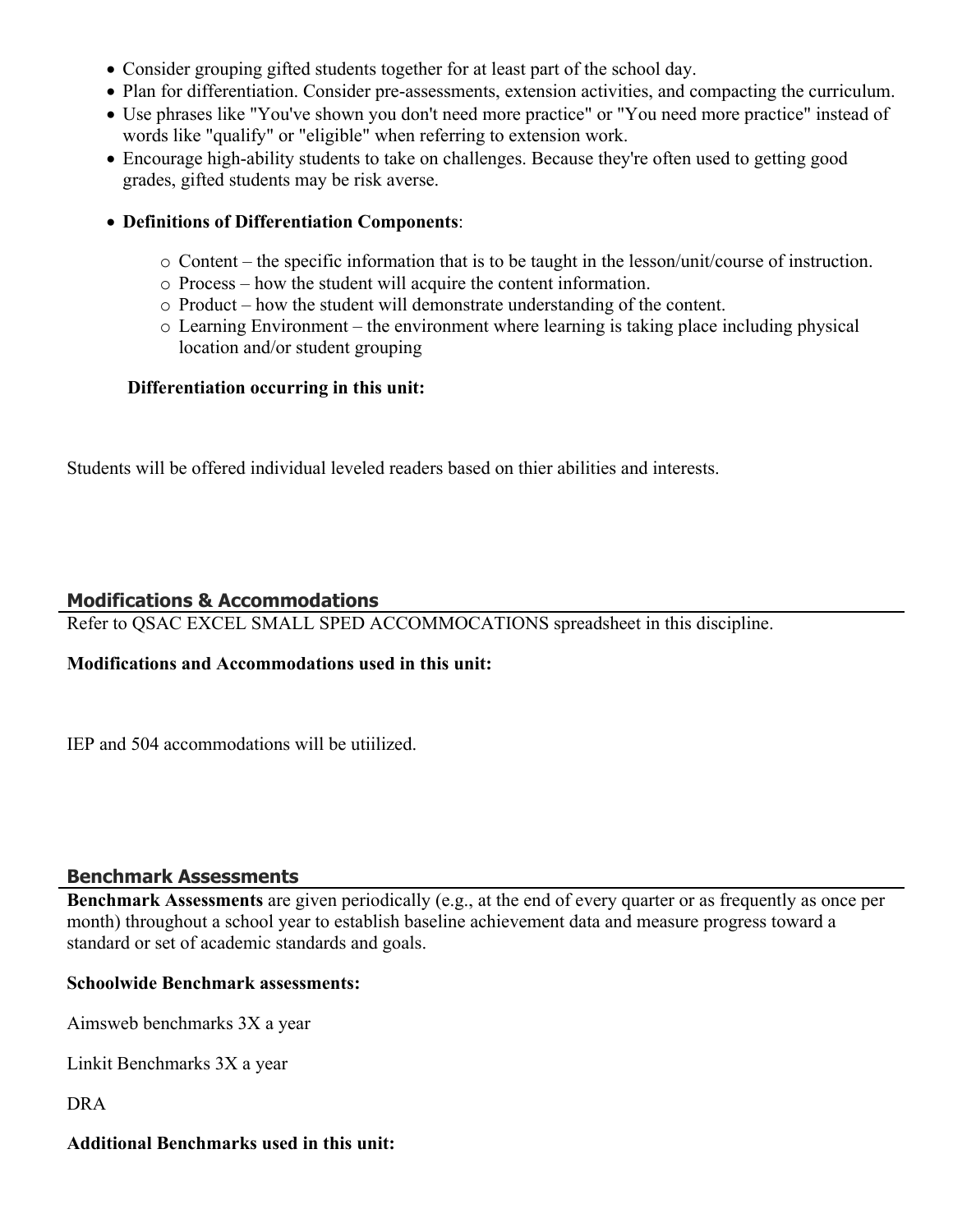- Consider grouping gifted students together for at least part of the school day.
- Plan for differentiation. Consider pre-assessments, extension activities, and compacting the curriculum.
- Use phrases like "You've shown you don't need more practice" or "You need more practice" instead of words like "qualify" or "eligible" when referring to extension work.
- Encourage high-ability students to take on challenges. Because they're often used to getting good grades, gifted students may be risk averse.
- **Definitions of Differentiation Components**:
  - Content – the specific information that is to be taught in the lesson/unit/course of instruction.
  - Process – how the student will acquire the content information.
  - Product – how the student will demonstrate understanding of the content.
  - Learning Environment – the environment where learning is taking place including physical location and/or student grouping

**Differentiation occurring in this unit:**

Students will be offered individual leveled readers based on thier abilities and interests.

## Modifications & Accommodations

Refer to QSAC EXCEL SMALL SPED ACCOMMOCATIONS spreadsheet in this discipline.

**Modifications and Accommodations used in this unit:**

IEP and 504 accommodations will be utiilized.

## Benchmark Assessments

**Benchmark Assessments** are given periodically (e.g., at the end of every quarter or as frequently as once per month) throughout a school year to establish baseline achievement data and measure progress toward a standard or set of academic standards and goals.

**Schoolwide Benchmark assessments:**

Aimsweb benchmarks 3X a year

Linkit Benchmarks 3X a year

DRA

**Additional Benchmarks used in this unit:**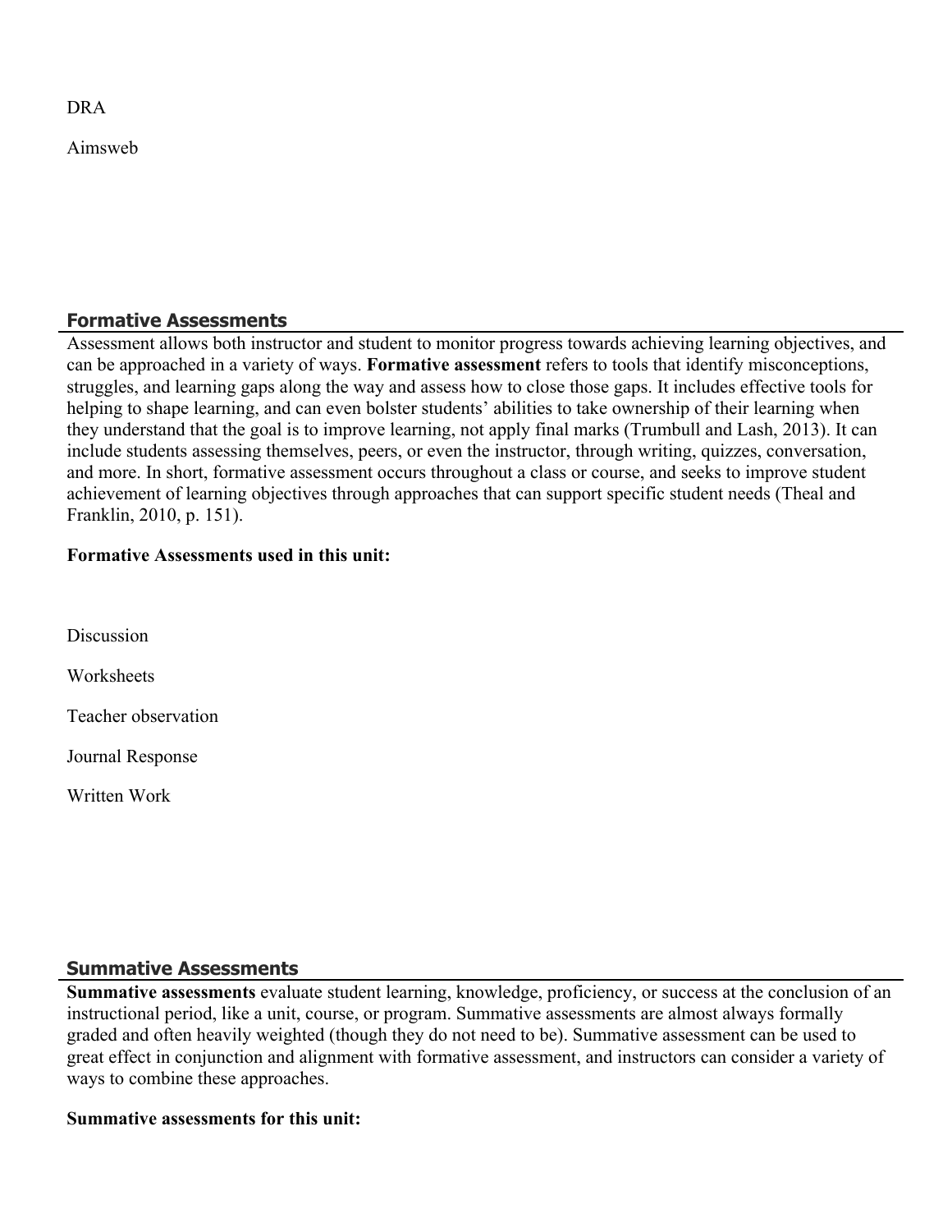DRA

Aimsweb

## Formative Assessments

Assessment allows both instructor and student to monitor progress towards achieving learning objectives, and can be approached in a variety of ways. **Formative assessment** refers to tools that identify misconceptions, struggles, and learning gaps along the way and assess how to close those gaps. It includes effective tools for helping to shape learning, and can even bolster students' abilities to take ownership of their learning when they understand that the goal is to improve learning, not apply final marks (Trumbull and Lash, 2013). It can include students assessing themselves, peers, or even the instructor, through writing, quizzes, conversation, and more. In short, formative assessment occurs throughout a class or course, and seeks to improve student achievement of learning objectives through approaches that can support specific student needs (Theal and Franklin, 2010, p. 151).

**Formative Assessments used in this unit:**

Discussion

Worksheets

Teacher observation

Journal Response

Written Work

## Summative Assessments

**Summative assessments** evaluate student learning, knowledge, proficiency, or success at the conclusion of an instructional period, like a unit, course, or program. Summative assessments are almost always formally graded and often heavily weighted (though they do not need to be). Summative assessment can be used to great effect in conjunction and alignment with formative assessment, and instructors can consider a variety of ways to combine these approaches.

**Summative assessments for this unit:**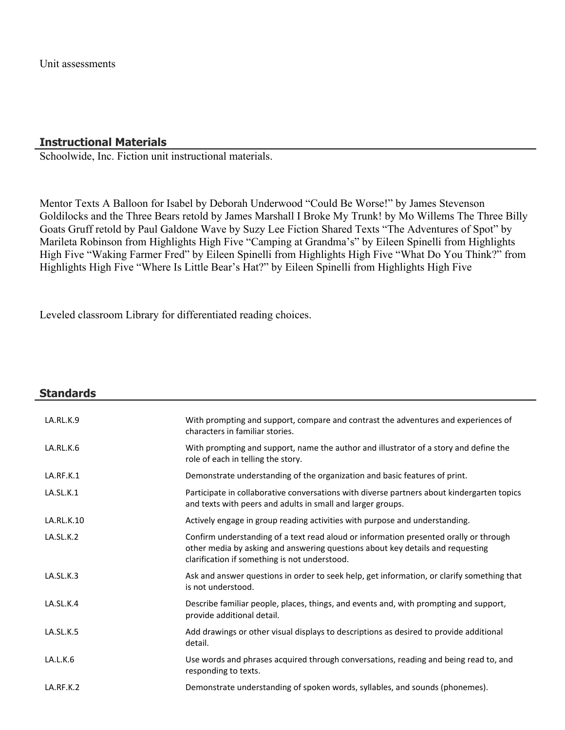Unit assessments

## Instructional Materials

Schoolwide, Inc. Fiction unit instructional materials.

Mentor Texts A Balloon for Isabel by Deborah Underwood “Could Be Worse!” by James Stevenson Goldilocks and the Three Bears retold by James Marshall I Broke My Trunk! by Mo Willems The Three Billy Goats Gruff retold by Paul Galdone Wave by Suzy Lee Fiction Shared Texts “The Adventures of Spot” by Marileta Robinson from Highlights High Five “Camping at Grandma’s” by Eileen Spinelli from Highlights High Five “Waking Farmer Fred” by Eileen Spinelli from Highlights High Five “What Do You Think?” from Highlights High Five “Where Is Little Bear’s Hat?” by Eileen Spinelli from Highlights High Five

Leveled classroom Library for differentiated reading choices.

## Standards

| | |
|---|---|
| LA.RL.K.9 | With prompting and support, compare and contrast the adventures and experiences of characters in familiar stories. |
| LA.RL.K.6 | With prompting and support, name the author and illustrator of a story and define the role of each in telling the story. |
| LA.RF.K.1 | Demonstrate understanding of the organization and basic features of print. |
| LA.SL.K.1 | Participate in collaborative conversations with diverse partners about kindergarten topics and texts with peers and adults in small and larger groups. |
| LA.RL.K.10 | Actively engage in group reading activities with purpose and understanding. |
| LA.SL.K.2 | Confirm understanding of a text read aloud or information presented orally or through other media by asking and answering questions about key details and requesting clarification if something is not understood. |
| LA.SL.K.3 | Ask and answer questions in order to seek help, get information, or clarify something that is not understood. |
| LA.SL.K.4 | Describe familiar people, places, things, and events and, with prompting and support, provide additional detail. |
| LA.SL.K.5 | Add drawings or other visual displays to descriptions as desired to provide additional detail. |
| LA.L.K.6 | Use words and phrases acquired through conversations, reading and being read to, and responding to texts. |
| LA.RF.K.2 | Demonstrate understanding of spoken words, syllables, and sounds (phonemes). |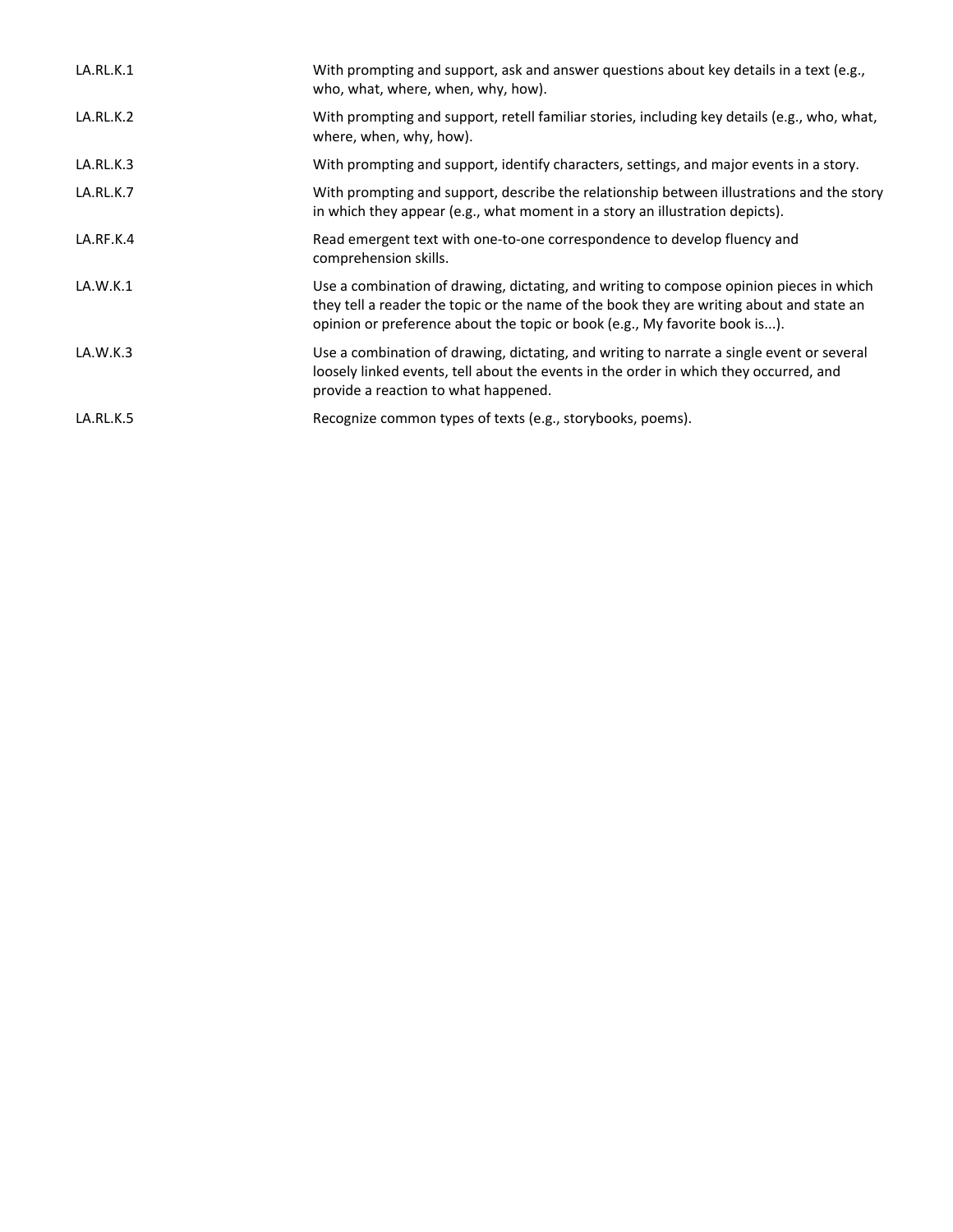| | |
|---|---|
| LA.RL.K.1 | With prompting and support, ask and answer questions about key details in a text (e.g., who, what, where, when, why, how). |
| LA.RL.K.2 | With prompting and support, retell familiar stories, including key details (e.g., who, what, where, when, why, how). |
| LA.RL.K.3 | With prompting and support, identify characters, settings, and major events in a story. |
| LA.RL.K.7 | With prompting and support, describe the relationship between illustrations and the story in which they appear (e.g., what moment in a story an illustration depicts). |
| LA.RF.K.4 | Read emergent text with one-to-one correspondence to develop fluency and comprehension skills. |
| LA.W.K.1 | Use a combination of drawing, dictating, and writing to compose opinion pieces in which they tell a reader the topic or the name of the book they are writing about and state an opinion or preference about the topic or book (e.g., My favorite book is...). |
| LA.W.K.3 | Use a combination of drawing, dictating, and writing to narrate a single event or several loosely linked events, tell about the events in the order in which they occurred, and provide a reaction to what happened. |
| LA.RL.K.5 | Recognize common types of texts (e.g., storybooks, poems). |